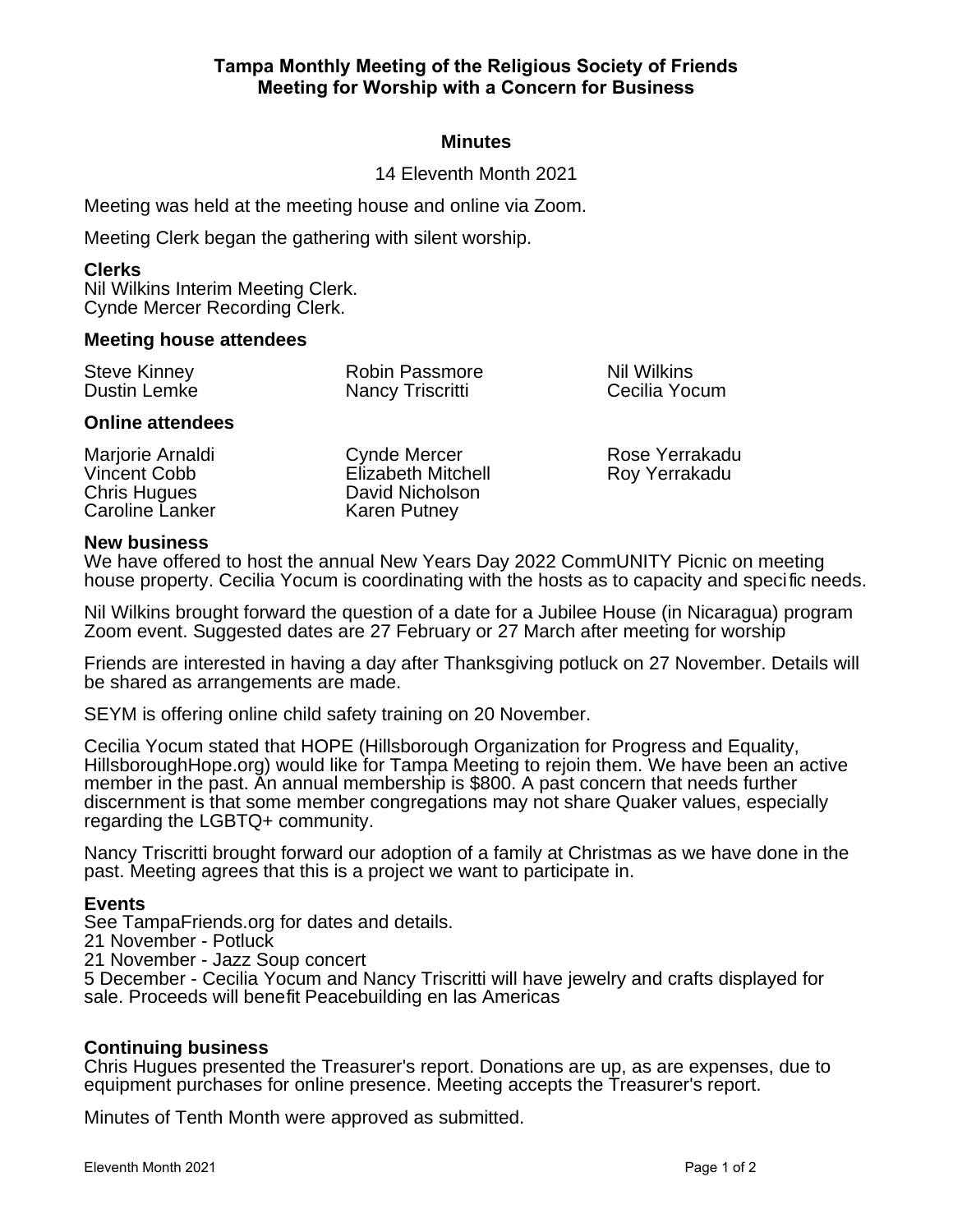# Tampa Monthly Meeting of the Religious Society of Friends
## Meeting for Worship with a Concern for Business

### Minutes

14 Eleventh Month 2021

Meeting was held at the meeting house and online via Zoom.

Meeting Clerk began the gathering with silent worship.

**Clerks**
Nil Wilkins Interim Meeting Clerk.
Cynde Mercer Recording Clerk.

**Meeting house attendees**

Steve Kinney
Dustin Lemke
Robin Passmore
Nancy Triscritti
Nil Wilkins
Cecilia Yocum

**Online attendees**

Marjorie Arnaldi
Vincent Cobb
Chris Hugues
Caroline Lanker
Cynde Mercer
Elizabeth Mitchell
David Nicholson
Karen Putney
Rose Yerrakadu
Roy Yerrakadu

**New business**
We have offered to host the annual New Years Day 2022 CommUNITY Picnic on meeting house property. Cecilia Yocum is coordinating with the hosts as to capacity and specific needs.

Nil Wilkins brought forward the question of a date for a Jubilee House (in Nicaragua) program Zoom event. Suggested dates are 27 February or 27 March after meeting for worship

Friends are interested in having a day after Thanksgiving potluck on 27 November. Details will be shared as arrangements are made.

SEYM is offering online child safety training on 20 November.

Cecilia Yocum stated that HOPE (Hillsborough Organization for Progress and Equality, HillsboroughHope.org) would like for Tampa Meeting to rejoin them. We have been an active member in the past. An annual membership is $800. A past concern that needs further discernment is that some member congregations may not share Quaker values, especially regarding the LGBTQ+ community.

Nancy Triscritti brought forward our adoption of a family at Christmas as we have done in the past. Meeting agrees that this is a project we want to participate in.

**Events**
See TampaFriends.org for dates and details.
21 November - Potluck
21 November - Jazz Soup concert
5 December - Cecilia Yocum and Nancy Triscritti will have jewelry and crafts displayed for sale. Proceeds will benefit Peacebuilding en las Americas

**Continuing business**
Chris Hugues presented the Treasurer's report. Donations are up, as are expenses, due to equipment purchases for online presence. Meeting accepts the Treasurer's report.

Minutes of Tenth Month were approved as submitted.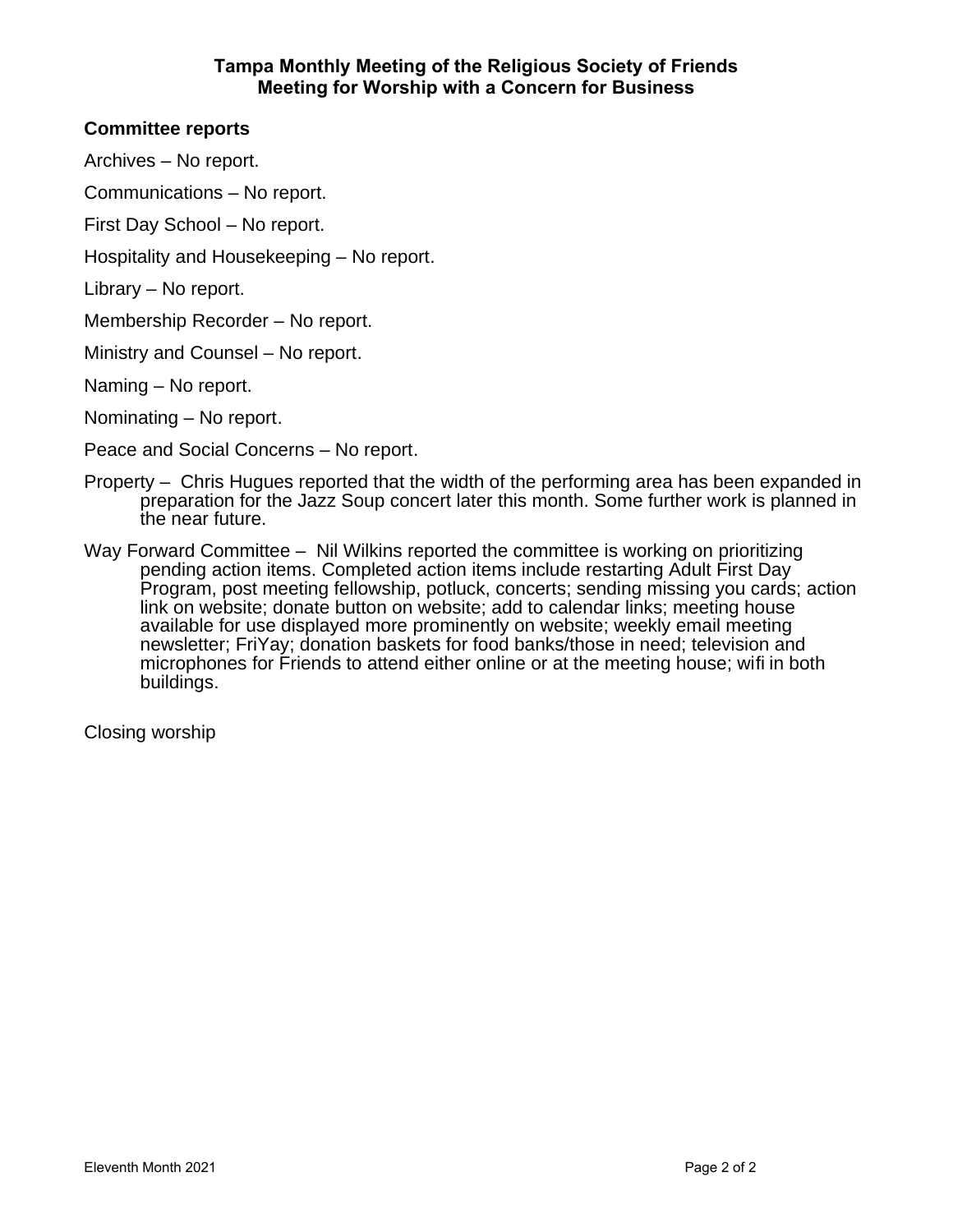**Tampa Monthly Meeting of the Religious Society of Friends**
**Meeting for Worship with a Concern for Business**

## Committee reports

Archives – No report.

Communications – No report.

First Day School – No report.

Hospitality and Housekeeping – No report.

Library – No report.

Membership Recorder – No report.

Ministry and Counsel – No report.

Naming – No report.

Nominating – No report.

Peace and Social Concerns – No report.

Property – Chris Hugues reported that the width of the performing area has been expanded in preparation for the Jazz Soup concert later this month. Some further work is planned in the near future.

Way Forward Committee – Nil Wilkins reported the committee is working on prioritizing pending action items. Completed action items include restarting Adult First Day Program, post meeting fellowship, potluck, concerts; sending missing you cards; action link on website; donate button on website; add to calendar links; meeting house available for use displayed more prominently on website; weekly email meeting newsletter; FriYay; donation baskets for food banks/those in need; television and microphones for Friends to attend either online or at the meeting house; wifi in both buildings.

Closing worship